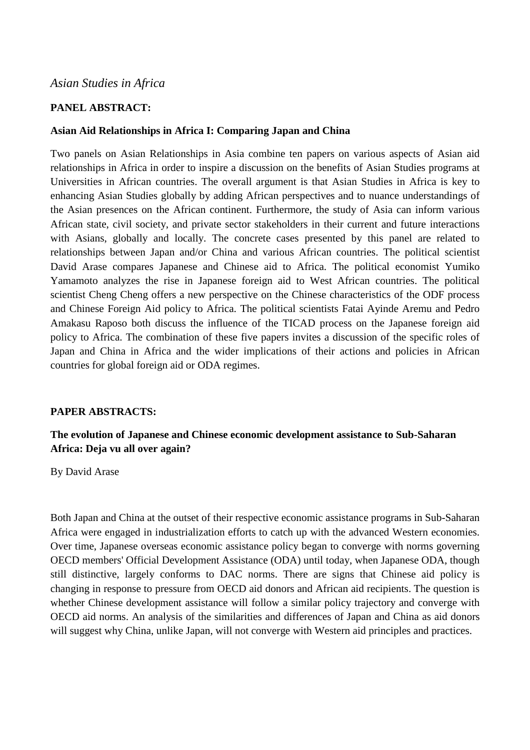*Asian Studies in Africa*

**PANEL ABSTRACT:**

**Asian Aid Relationships in Africa I: Comparing Japan and China**

Two panels on Asian Relationships in Asia combine ten papers on various aspects of Asian aid relationships in Africa in order to inspire a discussion on the benefits of Asian Studies programs at Universities in African countries. The overall argument is that Asian Studies in Africa is key to enhancing Asian Studies globally by adding African perspectives and to nuance understandings of the Asian presences on the African continent. Furthermore, the study of Asia can inform various African state, civil society, and private sector stakeholders in their current and future interactions with Asians, globally and locally. The concrete cases presented by this panel are related to relationships between Japan and/or China and various African countries. The political scientist David Arase compares Japanese and Chinese aid to Africa. The political economist Yumiko Yamamoto analyzes the rise in Japanese foreign aid to West African countries. The political scientist Cheng Cheng offers a new perspective on the Chinese characteristics of the ODF process and Chinese Foreign Aid policy to Africa. The political scientists Fatai Ayinde Aremu and Pedro Amakasu Raposo both discuss the influence of the TICAD process on the Japanese foreign aid policy to Africa. The combination of these five papers invites a discussion of the specific roles of Japan and China in Africa and the wider implications of their actions and policies in African countries for global foreign aid or ODA regimes.

**PAPER ABSTRACTS:**

**The evolution of Japanese and Chinese economic development assistance to Sub-Saharan Africa: Deja vu all over again?**

By David Arase

Both Japan and China at the outset of their respective economic assistance programs in Sub-Saharan Africa were engaged in industrialization efforts to catch up with the advanced Western economies. Over time, Japanese overseas economic assistance policy began to converge with norms governing OECD members' Official Development Assistance (ODA) until today, when Japanese ODA, though still distinctive, largely conforms to DAC norms. There are signs that Chinese aid policy is changing in response to pressure from OECD aid donors and African aid recipients. The question is whether Chinese development assistance will follow a similar policy trajectory and converge with OECD aid norms. An analysis of the similarities and differences of Japan and China as aid donors will suggest why China, unlike Japan, will not converge with Western aid principles and practices.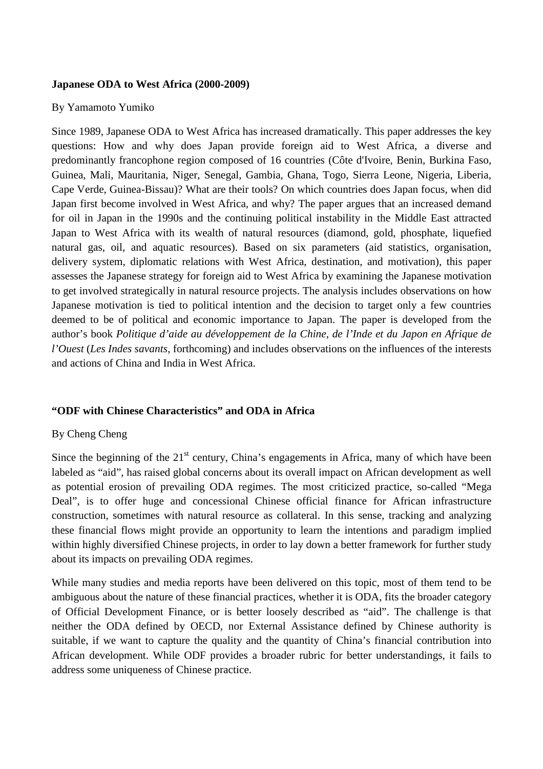**Japanese ODA to West Africa (2000-2009)**

By Yamamoto Yumiko

Since 1989, Japanese ODA to West Africa has increased dramatically. This paper addresses the key questions: How and why does Japan provide foreign aid to West Africa, a diverse and predominantly francophone region composed of 16 countries (Côte d'Ivoire, Benin, Burkina Faso, Guinea, Mali, Mauritania, Niger, Senegal, Gambia, Ghana, Togo, Sierra Leone, Nigeria, Liberia, Cape Verde, Guinea-Bissau)? What are their tools? On which countries does Japan focus, when did Japan first become involved in West Africa, and why? The paper argues that an increased demand for oil in Japan in the 1990s and the continuing political instability in the Middle East attracted Japan to West Africa with its wealth of natural resources (diamond, gold, phosphate, liquefied natural gas, oil, and aquatic resources). Based on six parameters (aid statistics, organisation, delivery system, diplomatic relations with West Africa, destination, and motivation), this paper assesses the Japanese strategy for foreign aid to West Africa by examining the Japanese motivation to get involved strategically in natural resource projects. The analysis includes observations on how Japanese motivation is tied to political intention and the decision to target only a few countries deemed to be of political and economic importance to Japan. The paper is developed from the author's book *Politique d'aide au développement de la Chine, de l'Inde et du Japon en Afrique de l'Ouest* (*Les Indes savants*, forthcoming) and includes observations on the influences of the interests and actions of China and India in West Africa.

**"ODF with Chinese Characteristics" and ODA in Africa**

By Cheng Cheng

Since the beginning of the 21st century, China's engagements in Africa, many of which have been labeled as "aid", has raised global concerns about its overall impact on African development as well as potential erosion of prevailing ODA regimes. The most criticized practice, so-called "Mega Deal", is to offer huge and concessional Chinese official finance for African infrastructure construction, sometimes with natural resource as collateral. In this sense, tracking and analyzing these financial flows might provide an opportunity to learn the intentions and paradigm implied within highly diversified Chinese projects, in order to lay down a better framework for further study about its impacts on prevailing ODA regimes.

While many studies and media reports have been delivered on this topic, most of them tend to be ambiguous about the nature of these financial practices, whether it is ODA, fits the broader category of Official Development Finance, or is better loosely described as "aid". The challenge is that neither the ODA defined by OECD, nor External Assistance defined by Chinese authority is suitable, if we want to capture the quality and the quantity of China's financial contribution into African development. While ODF provides a broader rubric for better understandings, it fails to address some uniqueness of Chinese practice.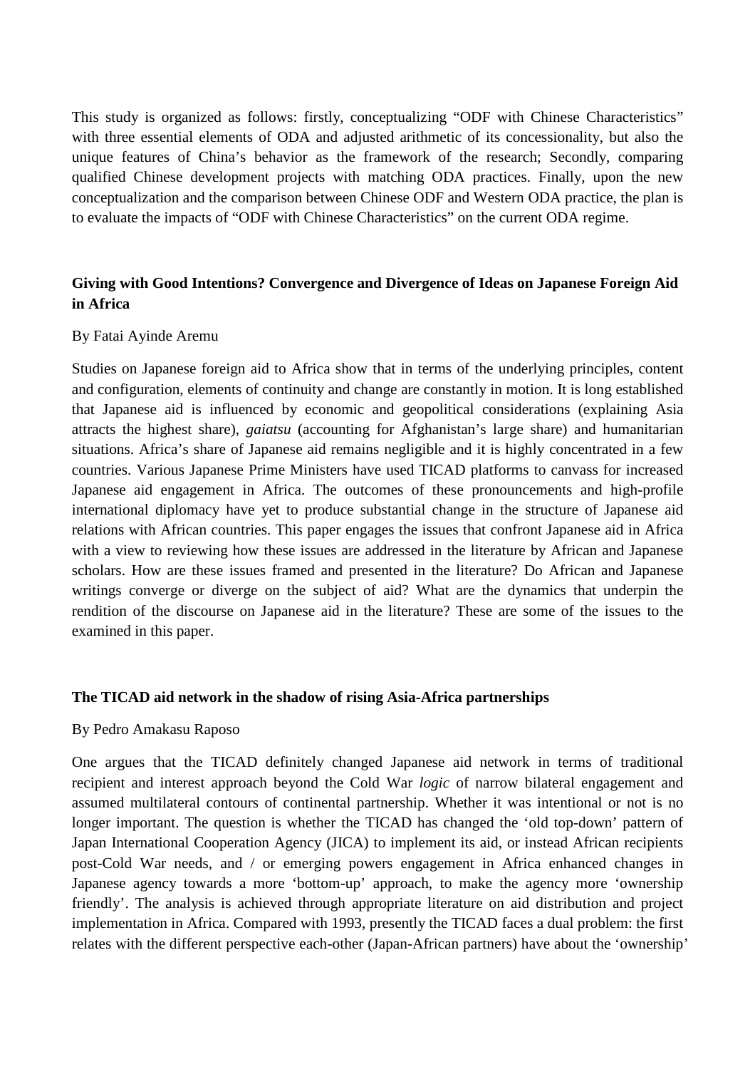This study is organized as follows: firstly, conceptualizing "ODF with Chinese Characteristics" with three essential elements of ODA and adjusted arithmetic of its concessionality, but also the unique features of China's behavior as the framework of the research; Secondly, comparing qualified Chinese development projects with matching ODA practices. Finally, upon the new conceptualization and the comparison between Chinese ODF and Western ODA practice, the plan is to evaluate the impacts of "ODF with Chinese Characteristics" on the current ODA regime.

### Giving with Good Intentions? Convergence and Divergence of Ideas on Japanese Foreign Aid in Africa

By Fatai Ayinde Aremu

Studies on Japanese foreign aid to Africa show that in terms of the underlying principles, content and configuration, elements of continuity and change are constantly in motion. It is long established that Japanese aid is influenced by economic and geopolitical considerations (explaining Asia attracts the highest share), *gaiatsu* (accounting for Afghanistan's large share) and humanitarian situations. Africa's share of Japanese aid remains negligible and it is highly concentrated in a few countries. Various Japanese Prime Ministers have used TICAD platforms to canvass for increased Japanese aid engagement in Africa. The outcomes of these pronouncements and high-profile international diplomacy have yet to produce substantial change in the structure of Japanese aid relations with African countries. This paper engages the issues that confront Japanese aid in Africa with a view to reviewing how these issues are addressed in the literature by African and Japanese scholars. How are these issues framed and presented in the literature? Do African and Japanese writings converge or diverge on the subject of aid? What are the dynamics that underpin the rendition of the discourse on Japanese aid in the literature? These are some of the issues to the examined in this paper.

### The TICAD aid network in the shadow of rising Asia-Africa partnerships

By Pedro Amakasu Raposo

One argues that the TICAD definitely changed Japanese aid network in terms of traditional recipient and interest approach beyond the Cold War *logic* of narrow bilateral engagement and assumed multilateral contours of continental partnership. Whether it was intentional or not is no longer important. The question is whether the TICAD has changed the 'old top-down' pattern of Japan International Cooperation Agency (JICA) to implement its aid, or instead African recipients post-Cold War needs, and / or emerging powers engagement in Africa enhanced changes in Japanese agency towards a more 'bottom-up' approach, to make the agency more 'ownership friendly'. The analysis is achieved through appropriate literature on aid distribution and project implementation in Africa. Compared with 1993, presently the TICAD faces a dual problem: the first relates with the different perspective each-other (Japan-African partners) have about the 'ownership'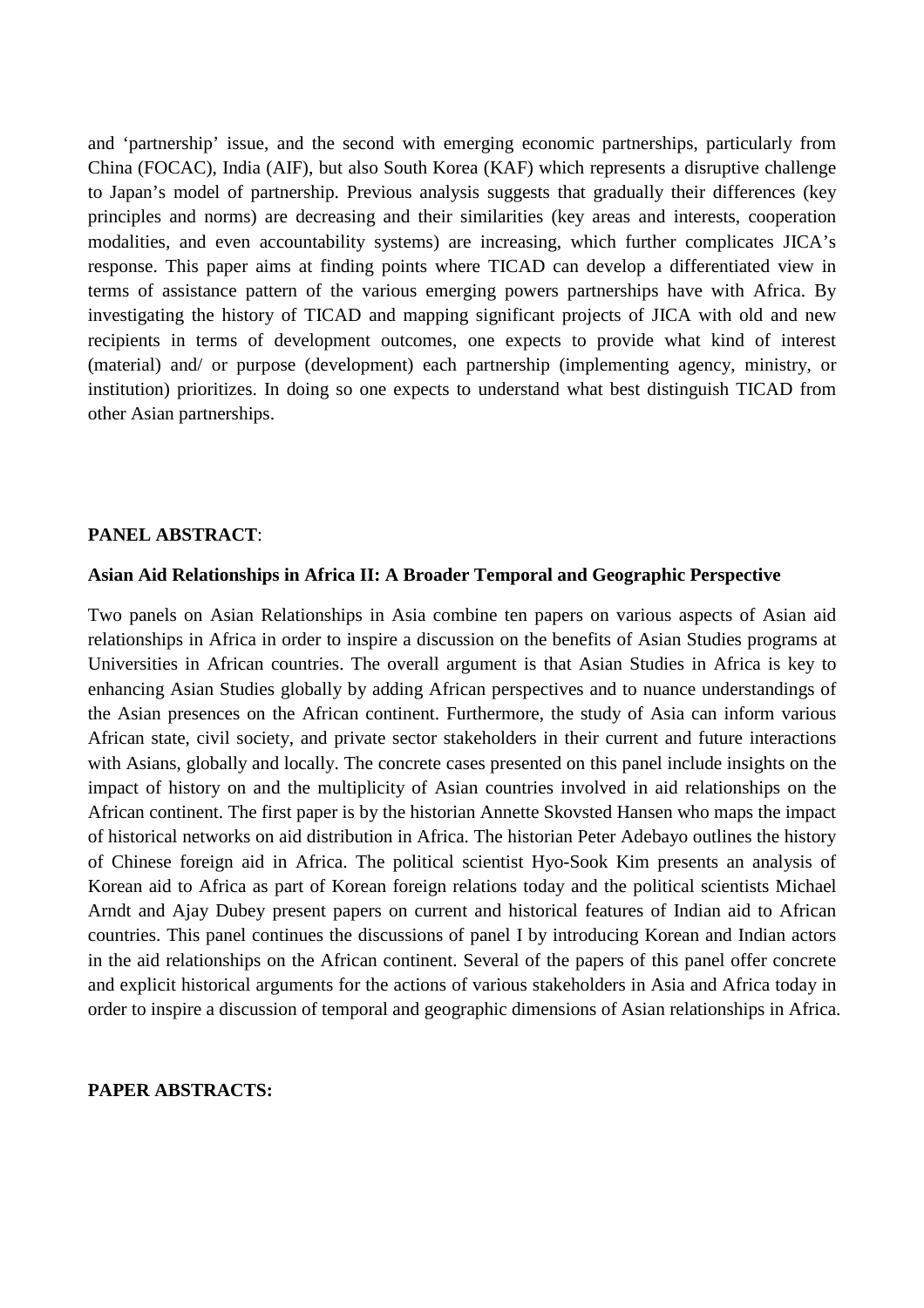and 'partnership' issue, and the second with emerging economic partnerships, particularly from China (FOCAC), India (AIF), but also South Korea (KAF) which represents a disruptive challenge to Japan's model of partnership. Previous analysis suggests that gradually their differences (key principles and norms) are decreasing and their similarities (key areas and interests, cooperation modalities, and even accountability systems) are increasing, which further complicates JICA's response. This paper aims at finding points where TICAD can develop a differentiated view in terms of assistance pattern of the various emerging powers partnerships have with Africa. By investigating the history of TICAD and mapping significant projects of JICA with old and new recipients in terms of development outcomes, one expects to provide what kind of interest (material) and/ or purpose (development) each partnership (implementing agency, ministry, or institution) prioritizes. In doing so one expects to understand what best distinguish TICAD from other Asian partnerships.

**PANEL ABSTRACT**:

**Asian Aid Relationships in Africa II: A Broader Temporal and Geographic Perspective**

Two panels on Asian Relationships in Asia combine ten papers on various aspects of Asian aid relationships in Africa in order to inspire a discussion on the benefits of Asian Studies programs at Universities in African countries. The overall argument is that Asian Studies in Africa is key to enhancing Asian Studies globally by adding African perspectives and to nuance understandings of the Asian presences on the African continent. Furthermore, the study of Asia can inform various African state, civil society, and private sector stakeholders in their current and future interactions with Asians, globally and locally. The concrete cases presented on this panel include insights on the impact of history on and the multiplicity of Asian countries involved in aid relationships on the African continent. The first paper is by the historian Annette Skovsted Hansen who maps the impact of historical networks on aid distribution in Africa. The historian Peter Adebayo outlines the history of Chinese foreign aid in Africa. The political scientist Hyo-Sook Kim presents an analysis of Korean aid to Africa as part of Korean foreign relations today and the political scientists Michael Arndt and Ajay Dubey present papers on current and historical features of Indian aid to African countries. This panel continues the discussions of panel I by introducing Korean and Indian actors in the aid relationships on the African continent. Several of the papers of this panel offer concrete and explicit historical arguments for the actions of various stakeholders in Asia and Africa today in order to inspire a discussion of temporal and geographic dimensions of Asian relationships in Africa.

**PAPER ABSTRACTS:**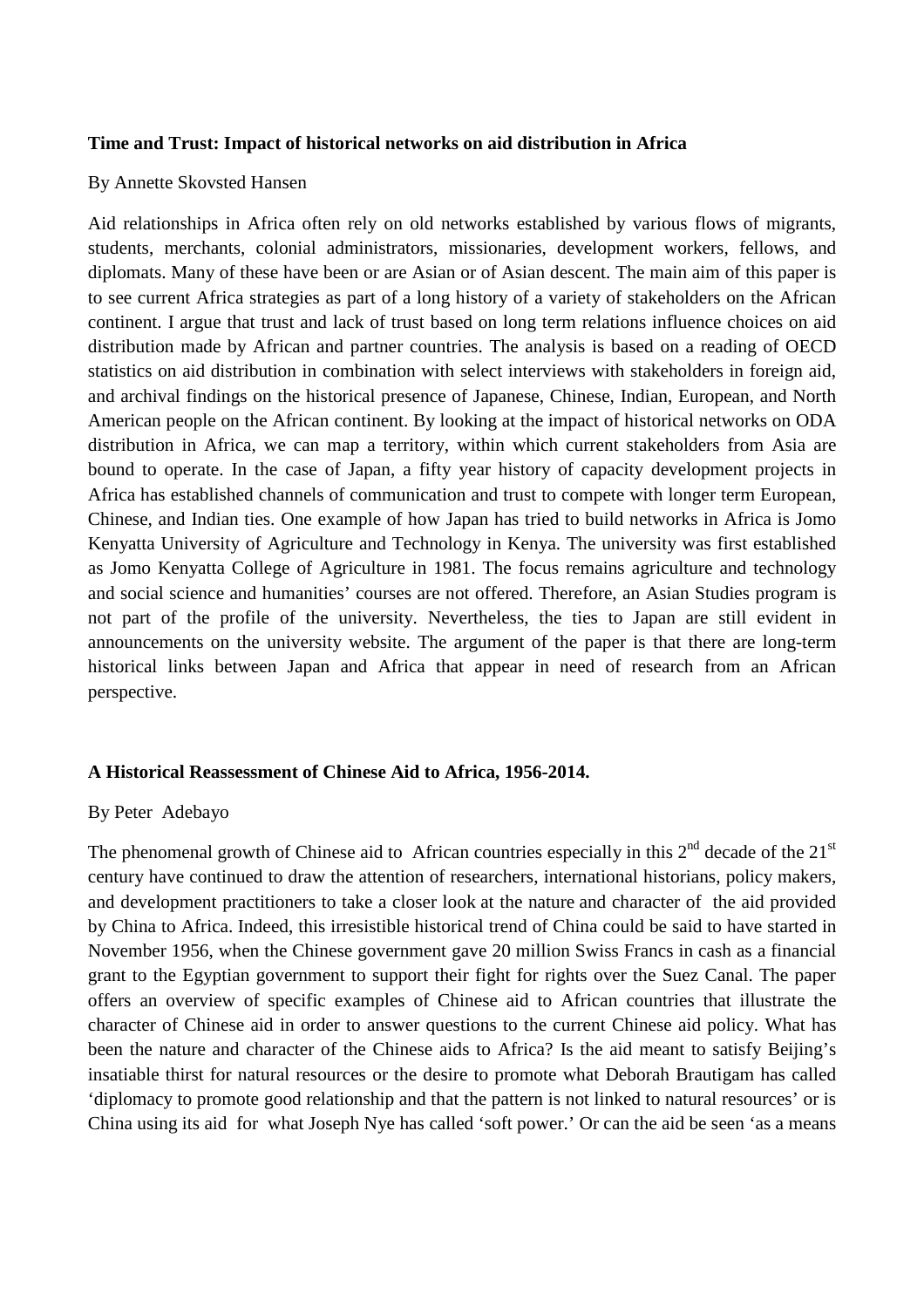**Time and Trust: Impact of historical networks on aid distribution in Africa**

By Annette Skovsted Hansen

Aid relationships in Africa often rely on old networks established by various flows of migrants, students, merchants, colonial administrators, missionaries, development workers, fellows, and diplomats. Many of these have been or are Asian or of Asian descent. The main aim of this paper is to see current Africa strategies as part of a long history of a variety of stakeholders on the African continent. I argue that trust and lack of trust based on long term relations influence choices on aid distribution made by African and partner countries. The analysis is based on a reading of OECD statistics on aid distribution in combination with select interviews with stakeholders in foreign aid, and archival findings on the historical presence of Japanese, Chinese, Indian, European, and North American people on the African continent. By looking at the impact of historical networks on ODA distribution in Africa, we can map a territory, within which current stakeholders from Asia are bound to operate. In the case of Japan, a fifty year history of capacity development projects in Africa has established channels of communication and trust to compete with longer term European, Chinese, and Indian ties. One example of how Japan has tried to build networks in Africa is Jomo Kenyatta University of Agriculture and Technology in Kenya. The university was first established as Jomo Kenyatta College of Agriculture in 1981. The focus remains agriculture and technology and social science and humanities' courses are not offered. Therefore, an Asian Studies program is not part of the profile of the university. Nevertheless, the ties to Japan are still evident in announcements on the university website. The argument of the paper is that there are long-term historical links between Japan and Africa that appear in need of research from an African perspective.

**A Historical Reassessment of Chinese Aid to Africa, 1956-2014.**

By Peter Adebayo

The phenomenal growth of Chinese aid to African countries especially in this 2nd decade of the 21st century have continued to draw the attention of researchers, international historians, policy makers, and development practitioners to take a closer look at the nature and character of the aid provided by China to Africa. Indeed, this irresistible historical trend of China could be said to have started in November 1956, when the Chinese government gave 20 million Swiss Francs in cash as a financial grant to the Egyptian government to support their fight for rights over the Suez Canal. The paper offers an overview of specific examples of Chinese aid to African countries that illustrate the character of Chinese aid in order to answer questions to the current Chinese aid policy. What has been the nature and character of the Chinese aids to Africa? Is the aid meant to satisfy Beijing's insatiable thirst for natural resources or the desire to promote what Deborah Brautigam has called 'diplomacy to promote good relationship and that the pattern is not linked to natural resources' or is China using its aid for what Joseph Nye has called 'soft power.' Or can the aid be seen 'as a means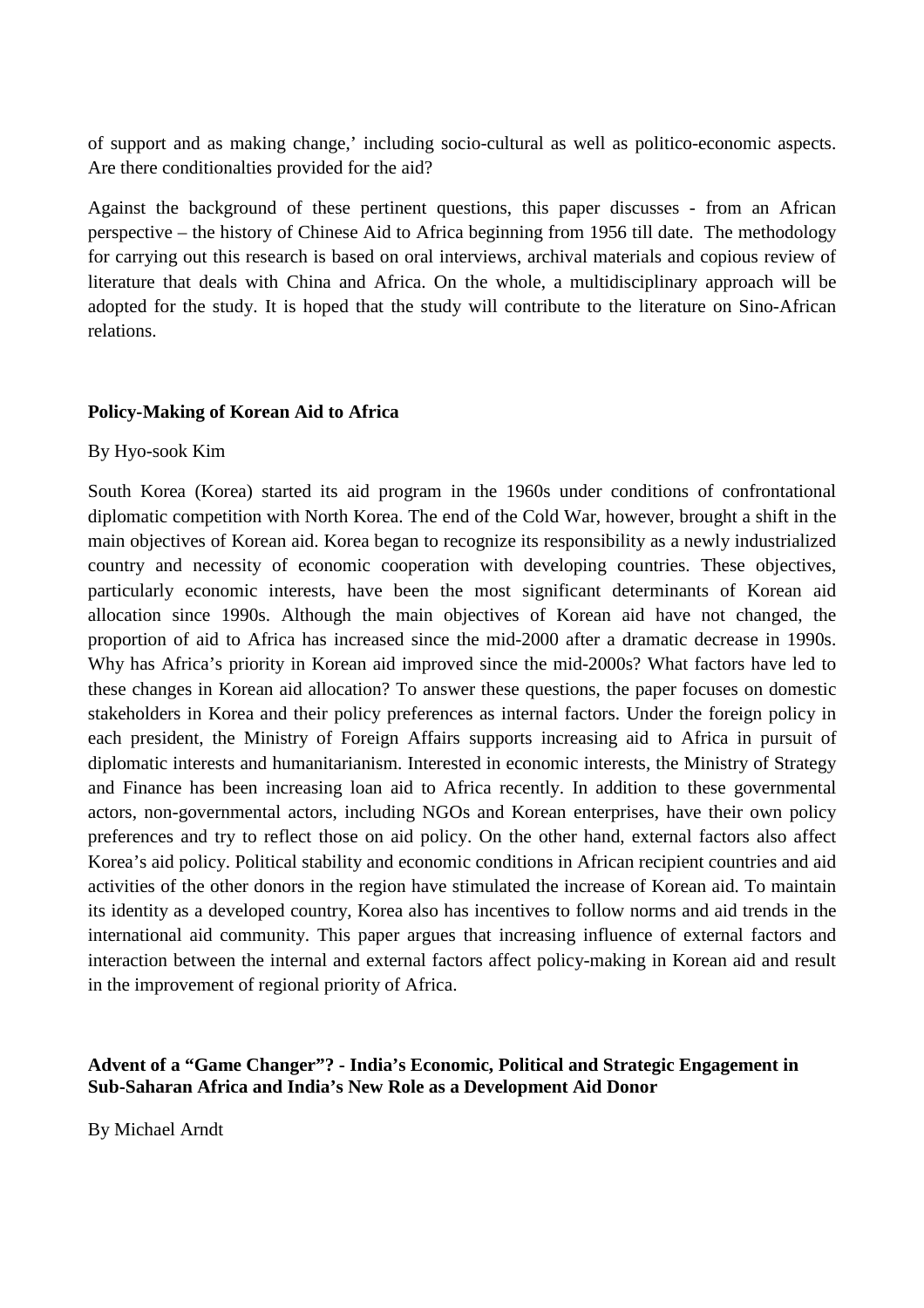of support and as making change,' including socio-cultural as well as politico-economic aspects. Are there conditionalties provided for the aid?

Against the background of these pertinent questions, this paper discusses - from an African perspective – the history of Chinese Aid to Africa beginning from 1956 till date. The methodology for carrying out this research is based on oral interviews, archival materials and copious review of literature that deals with China and Africa. On the whole, a multidisciplinary approach will be adopted for the study. It is hoped that the study will contribute to the literature on Sino-African relations.

**Policy-Making of Korean Aid to Africa**

By Hyo-sook Kim

South Korea (Korea) started its aid program in the 1960s under conditions of confrontational diplomatic competition with North Korea. The end of the Cold War, however, brought a shift in the main objectives of Korean aid. Korea began to recognize its responsibility as a newly industrialized country and necessity of economic cooperation with developing countries. These objectives, particularly economic interests, have been the most significant determinants of Korean aid allocation since 1990s. Although the main objectives of Korean aid have not changed, the proportion of aid to Africa has increased since the mid-2000 after a dramatic decrease in 1990s. Why has Africa's priority in Korean aid improved since the mid-2000s? What factors have led to these changes in Korean aid allocation? To answer these questions, the paper focuses on domestic stakeholders in Korea and their policy preferences as internal factors. Under the foreign policy in each president, the Ministry of Foreign Affairs supports increasing aid to Africa in pursuit of diplomatic interests and humanitarianism. Interested in economic interests, the Ministry of Strategy and Finance has been increasing loan aid to Africa recently. In addition to these governmental actors, non-governmental actors, including NGOs and Korean enterprises, have their own policy preferences and try to reflect those on aid policy. On the other hand, external factors also affect Korea's aid policy. Political stability and economic conditions in African recipient countries and aid activities of the other donors in the region have stimulated the increase of Korean aid. To maintain its identity as a developed country, Korea also has incentives to follow norms and aid trends in the international aid community. This paper argues that increasing influence of external factors and interaction between the internal and external factors affect policy-making in Korean aid and result in the improvement of regional priority of Africa.

**Advent of a "Game Changer"? - India's Economic, Political and Strategic Engagement in Sub-Saharan Africa and India's New Role as a Development Aid Donor**

By Michael Arndt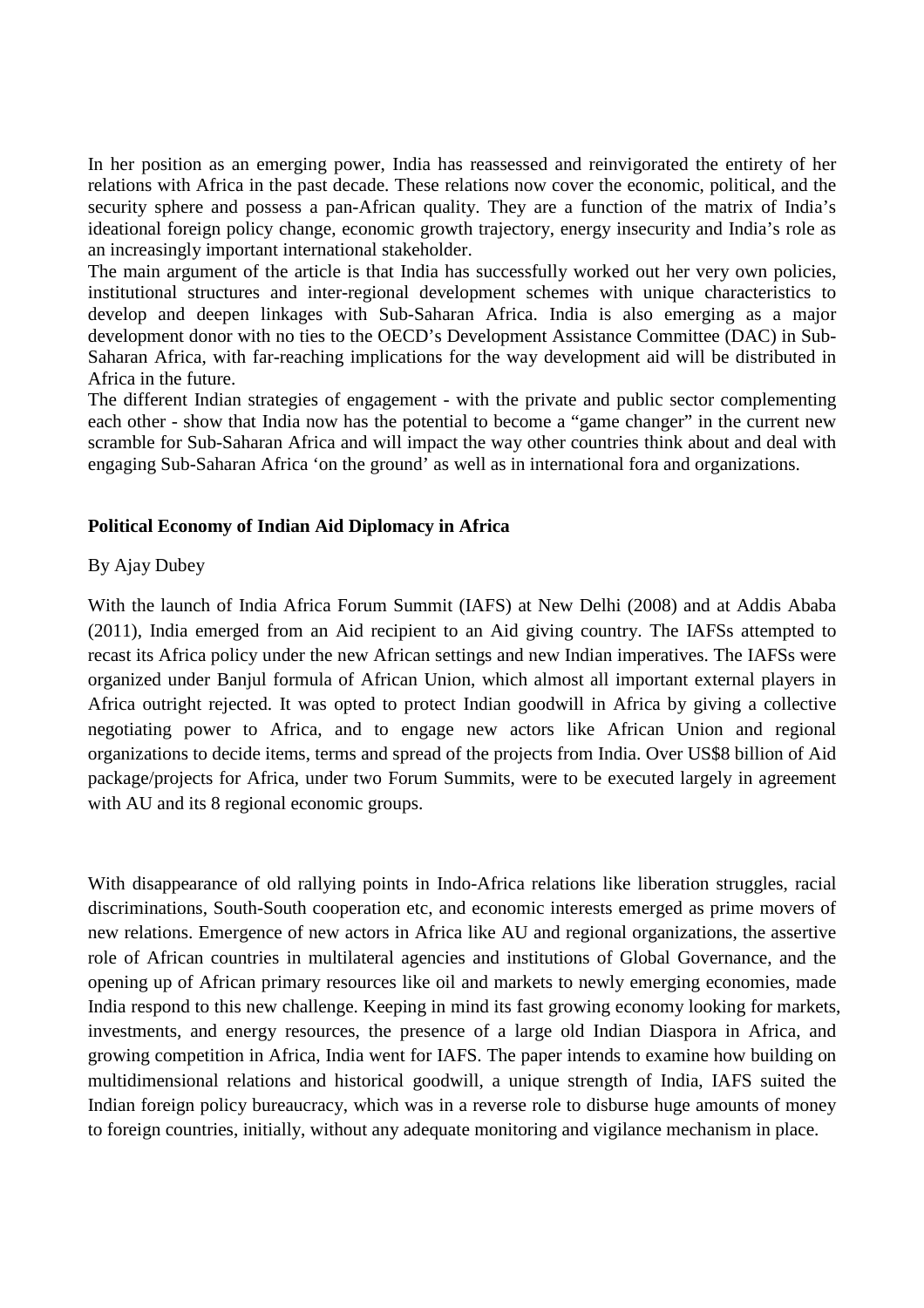In her position as an emerging power, India has reassessed and reinvigorated the entirety of her relations with Africa in the past decade. These relations now cover the economic, political, and the security sphere and possess a pan-African quality. They are a function of the matrix of India's ideational foreign policy change, economic growth trajectory, energy insecurity and India's role as an increasingly important international stakeholder.

The main argument of the article is that India has successfully worked out her very own policies, institutional structures and inter-regional development schemes with unique characteristics to develop and deepen linkages with Sub-Saharan Africa. India is also emerging as a major development donor with no ties to the OECD's Development Assistance Committee (DAC) in Sub-Saharan Africa, with far-reaching implications for the way development aid will be distributed in Africa in the future.

The different Indian strategies of engagement - with the private and public sector complementing each other - show that India now has the potential to become a "game changer" in the current new scramble for Sub-Saharan Africa and will impact the way other countries think about and deal with engaging Sub-Saharan Africa 'on the ground' as well as in international fora and organizations.

**Political Economy of Indian Aid Diplomacy in Africa**

By Ajay Dubey

With the launch of India Africa Forum Summit (IAFS) at New Delhi (2008) and at Addis Ababa (2011), India emerged from an Aid recipient to an Aid giving country. The IAFSs attempted to recast its Africa policy under the new African settings and new Indian imperatives. The IAFSs were organized under Banjul formula of African Union, which almost all important external players in Africa outright rejected. It was opted to protect Indian goodwill in Africa by giving a collective negotiating power to Africa, and to engage new actors like African Union and regional organizations to decide items, terms and spread of the projects from India. Over US$8 billion of Aid package/projects for Africa, under two Forum Summits, were to be executed largely in agreement with AU and its 8 regional economic groups.

With disappearance of old rallying points in Indo-Africa relations like liberation struggles, racial discriminations, South-South cooperation etc, and economic interests emerged as prime movers of new relations. Emergence of new actors in Africa like AU and regional organizations, the assertive role of African countries in multilateral agencies and institutions of Global Governance, and the opening up of African primary resources like oil and markets to newly emerging economies, made India respond to this new challenge. Keeping in mind its fast growing economy looking for markets, investments, and energy resources, the presence of a large old Indian Diaspora in Africa, and growing competition in Africa, India went for IAFS. The paper intends to examine how building on multidimensional relations and historical goodwill, a unique strength of India, IAFS suited the Indian foreign policy bureaucracy, which was in a reverse role to disburse huge amounts of money to foreign countries, initially, without any adequate monitoring and vigilance mechanism in place.